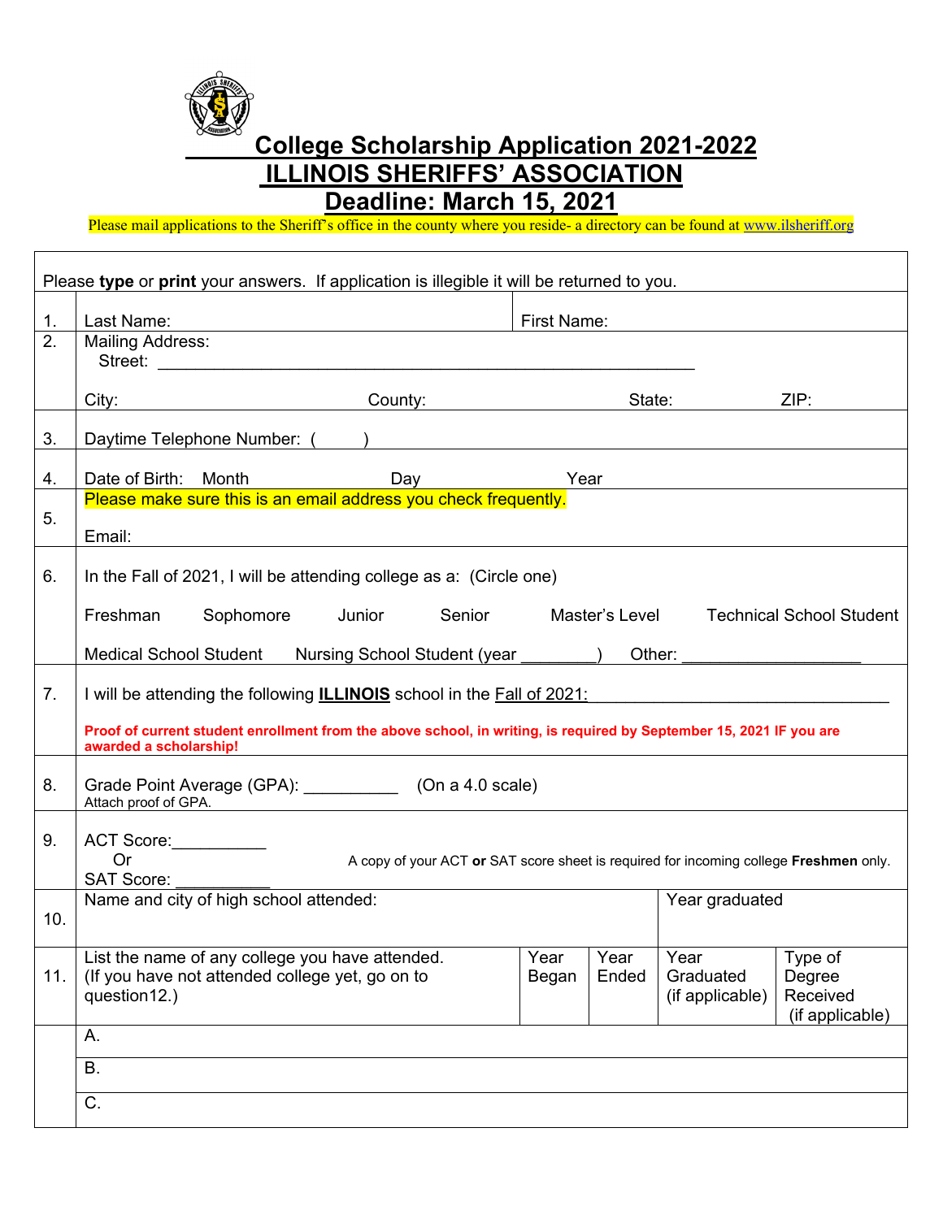# College Scholarship Application 2021-2022
# ILLINOIS SHERIFFS' ASSOCIATION
## Deadline: March 15, 2021

Please mail applications to the Sheriff's office in the county where you reside- a directory can be found at www.ilsheriff.org

Please **type** or **print** your answers. If application is illegible it will be returned to you.

| | | | | | |
|---|---|---|---|---|---|
| 1. | Last Name: | | First Name: | | |
| 2. | Mailing Address:<br>Street: ___________________________________________<br><br>City: County: State: ZIP: | | | | |
| 3. | Daytime Telephone Number: ( ) | | | | |
| 4. | Date of Birth: Month Day Year | | | | |
| 5. | Please make sure this is an email address you check frequently.<br><br>Email: | | | | |
| 6. | In the Fall of 2021, I will be attending college as a: (Circle one)<br><br>Freshman Sophomore Junior Senior Master's Level Technical School Student<br><br>Medical School Student Nursing School Student (year ________) Other: ___________________ | | | | |
| 7. | I will be attending the following **ILLINOIS** school in the Fall of 2021: ______________________________<br><br>**Proof of current student enrollment from the above school, in writing, is required by September 15, 2021 IF you are awarded a scholarship!** | | | | |
| 8. | Grade Point Average (GPA): __________ (On a 4.0 scale)<br>Attach proof of GPA. | | | | |
| 9. | ACT Score:__________<br>Or<br>SAT Score: __________<br>A copy of your ACT **or** SAT score sheet is required for incoming college **Freshmen** only. | | | | |
| 10. | Name and city of high school attended: | | | Year graduated | |
| 11. | List the name of any college you have attended. (If you have not attended college yet, go on to question12.) | Year Began | Year Ended | Year Graduated (if applicable) | Type of Degree Received (if applicable) |
| | A. | | | | |
| | B. | | | | |
| | C. | | | | |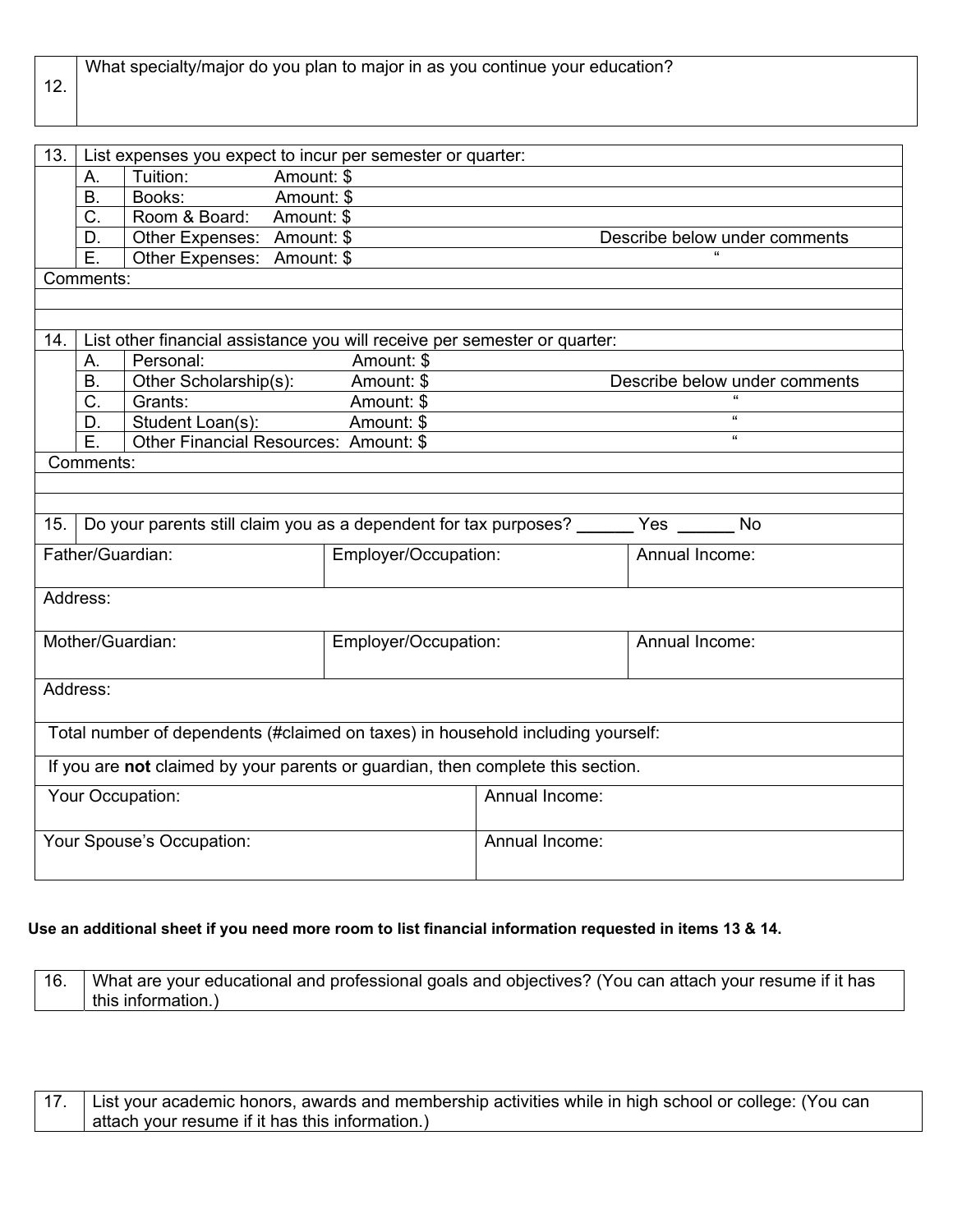| 12. | What specialty/major do you plan to major in as you continue your education? |
|---|---|

| 13. | List expenses you expect to incur per semester or quarter: | |
|---|---|---|
| | A. | Tuition: Amount: $ |
| | B. | Books: Amount: $ |
| | C. | Room & Board: Amount: $ |
| | D. | Other Expenses: Amount: $ Describe below under comments |
| | E. | Other Expenses: Amount: $ " |
| Comments: | | |
| | | |
| | | |

| 14. | List other financial assistance you will receive per semester or quarter: | |
|---|---|---|
| | A. | Personal: Amount: $ |
| | B. | Other Scholarship(s): Amount: $ Describe below under comments |
| | C. | Grants: Amount: $ " |
| | D. | Student Loan(s): Amount: $ " |
| | E. | Other Financial Resources: Amount: $ " |
| Comments: | | |
| | | |
| | | |

15. Do your parents still claim you as a dependent for tax purposes? ______ Yes ______ No

| Father/Guardian: | Employer/Occupation: | Annual Income: |
|---|---|---|
| Address: | | |
| Mother/Guardian: | Employer/Occupation: | Annual Income: |
| Address: | | |
| Total number of dependents (#claimed on taxes) in household including yourself: | | |
| If you are **not** claimed by your parents or guardian, then complete this section. | | |
| Your Occupation: | Annual Income: | |
| Your Spouse's Occupation: | Annual Income: | |

**Use an additional sheet if you need more room to list financial information requested in items 13 & 14.**

| 16. | What are your educational and professional goals and objectives? (You can attach your resume if it has this information.) |
|---|---|

| 17. | List your academic honors, awards and membership activities while in high school or college: (You can attach your resume if it has this information.) |
|---|---|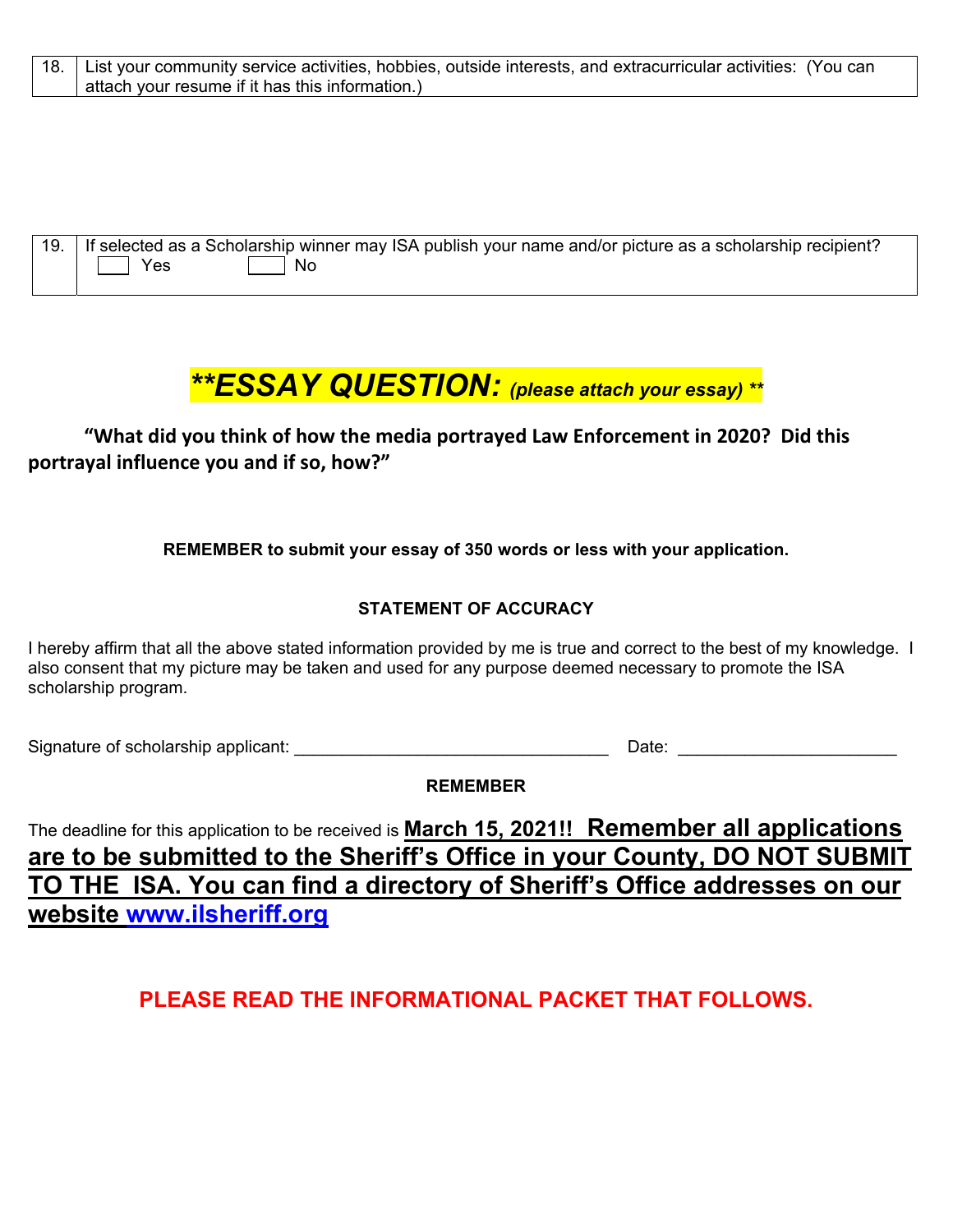| 18. | List your community service activities, hobbies, outside interests, and extracurricular activities: (You can attach your resume if it has this information.) |
|---|---|

| 19. | If selected as a Scholarship winner may ISA publish your name and/or picture as a scholarship recipient?<br>☐ Yes ☐ No |
|---|---|

## ***\*ESSAY QUESTION:*** *(please attach your essay)* **

**"What did you think of how the media portrayed Law Enforcement in 2020? Did this portrayal influence you and if so, how?"**

**REMEMBER to submit your essay of 350 words or less with your application.**

**STATEMENT OF ACCURACY**

I hereby affirm that all the above stated information provided by me is true and correct to the best of my knowledge. I also consent that my picture may be taken and used for any purpose deemed necessary to promote the ISA scholarship program.

Signature of scholarship applicant: \_\_\_\_\_\_\_\_\_\_\_\_\_\_\_\_\_\_\_\_\_\_\_\_\_\_\_\_\_\_\_\_\_ Date: \_\_\_\_\_\_\_\_\_\_\_\_\_\_\_\_\_\_\_\_\_\_\_

**REMEMBER**

The deadline for this application to be received is **March 15, 2021!! Remember all applications are to be submitted to the Sheriff's Office in your County, DO NOT SUBMIT TO THE ISA. You can find a directory of Sheriff's Office addresses on our website www.ilsheriff.org**

**PLEASE READ THE INFORMATIONAL PACKET THAT FOLLOWS.**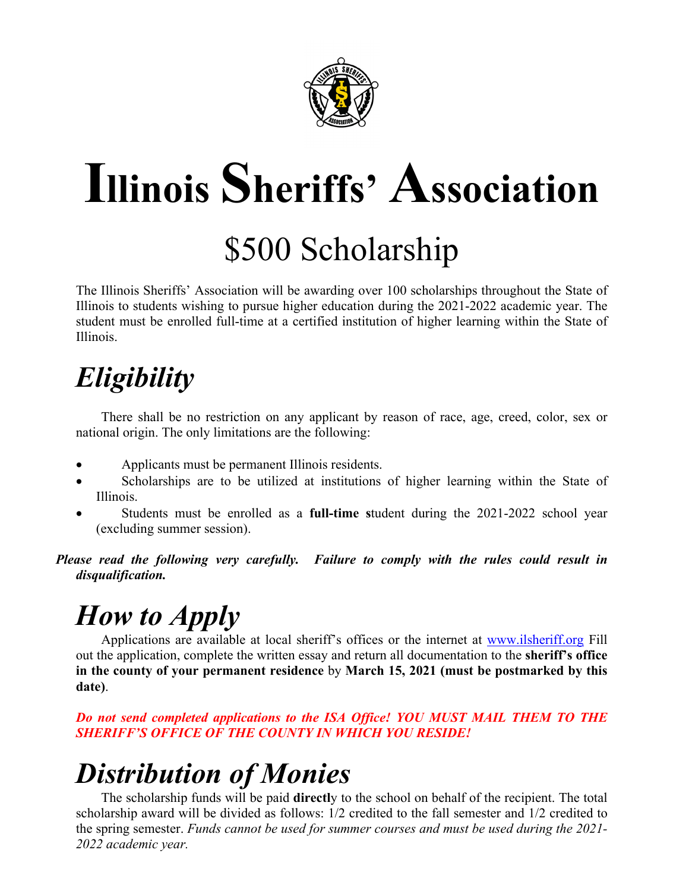# Illinois Sheriffs' Association

## $500 Scholarship

The Illinois Sheriffs' Association will be awarding over 100 scholarships throughout the State of Illinois to students wishing to pursue higher education during the 2021-2022 academic year. The student must be enrolled full-time at a certified institution of higher learning within the State of Illinois.

## *Eligibility*

There shall be no restriction on any applicant by reason of race, age, creed, color, sex or national origin. The only limitations are the following:

- Applicants must be permanent Illinois residents.
- Scholarships are to be utilized at institutions of higher learning within the State of Illinois.
- Students must be enrolled as a **full-time s**tudent during the 2021-2022 school year (excluding summer session).

***Please read the following very carefully. Failure to comply with the rules could result in disqualification.***

## *How to Apply*

Applications are available at local sheriff's offices or the internet at [www.ilsheriff.org](http://www.ilsheriff.org) Fill out the application, complete the written essay and return all documentation to the **sheriff's office in the county of your permanent residence** by **March 15, 2021 (must be postmarked by this date)**.

***Do not send completed applications to the ISA Office! YOU MUST MAIL THEM TO THE SHERIFF'S OFFICE OF THE COUNTY IN WHICH YOU RESIDE!***

## *Distribution of Monies*

The scholarship funds will be paid **directl**y to the school on behalf of the recipient. The total scholarship award will be divided as follows: 1/2 credited to the fall semester and 1/2 credited to the spring semester. *Funds cannot be used for summer courses and must be used during the 2021-2022 academic year.*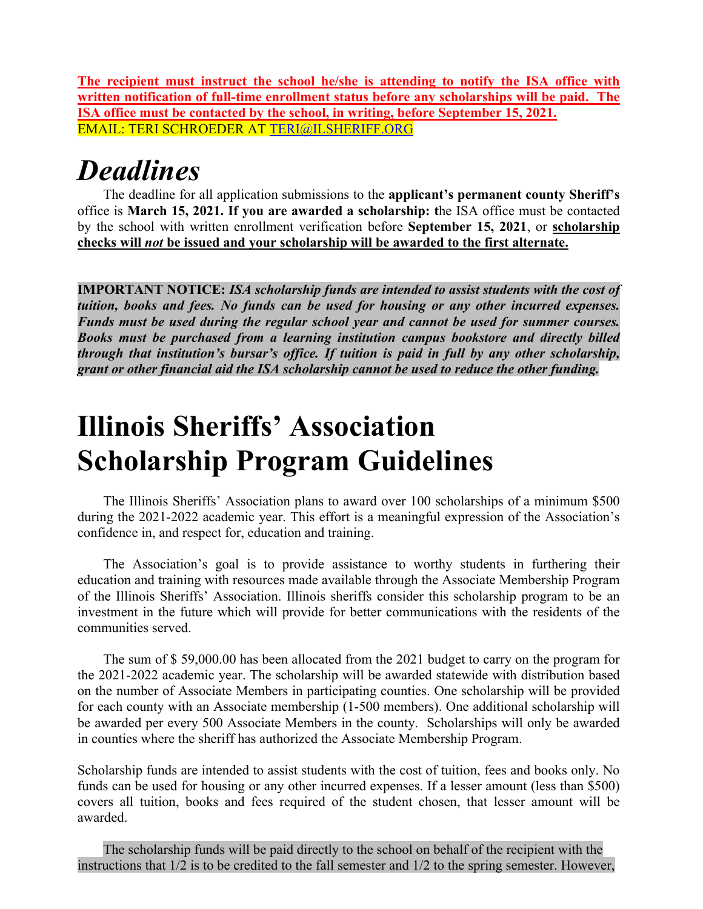**The recipient must instruct the school he/she is attending to notify the ISA office with written notification of full-time enrollment status before any scholarships will be paid. The ISA office must be contacted by the school, in writing, before September 15, 2021.**
EMAIL: TERI SCHROEDER AT TERI@ILSHERIFF.ORG

# *Deadlines*

The deadline for all application submissions to the **applicant's permanent county Sheriff's** office is **March 15, 2021. If you are awarded a scholarship: t**he ISA office must be contacted by the school with written enrollment verification before **September 15, 2021**, or **scholarship checks will *not* be issued and your scholarship will be awarded to the first alternate.**

**IMPORTANT NOTICE:** ***ISA scholarship funds are intended to assist students with the cost of tuition, books and fees. No funds can be used for housing or any other incurred expenses. Funds must be used during the regular school year and cannot be used for summer courses. Books must be purchased from a learning institution campus bookstore and directly billed through that institution's bursar's office. If tuition is paid in full by any other scholarship, grant or other financial aid the ISA scholarship cannot be used to reduce the other funding.***

# Illinois Sheriffs' Association Scholarship Program Guidelines

The Illinois Sheriffs' Association plans to award over 100 scholarships of a minimum $500 during the 2021-2022 academic year. This effort is a meaningful expression of the Association's confidence in, and respect for, education and training.

The Association's goal is to provide assistance to worthy students in furthering their education and training with resources made available through the Associate Membership Program of the Illinois Sheriffs' Association. Illinois sheriffs consider this scholarship program to be an investment in the future which will provide for better communications with the residents of the communities served.

The sum of $ 59,000.00 has been allocated from the 2021 budget to carry on the program for the 2021-2022 academic year. The scholarship will be awarded statewide with distribution based on the number of Associate Members in participating counties. One scholarship will be provided for each county with an Associate membership (1-500 members). One additional scholarship will be awarded per every 500 Associate Members in the county. Scholarships will only be awarded in counties where the sheriff has authorized the Associate Membership Program.

Scholarship funds are intended to assist students with the cost of tuition, fees and books only. No funds can be used for housing or any other incurred expenses. If a lesser amount (less than $500) covers all tuition, books and fees required of the student chosen, that lesser amount will be awarded.

The scholarship funds will be paid directly to the school on behalf of the recipient with the instructions that 1/2 is to be credited to the fall semester and 1/2 to the spring semester. However,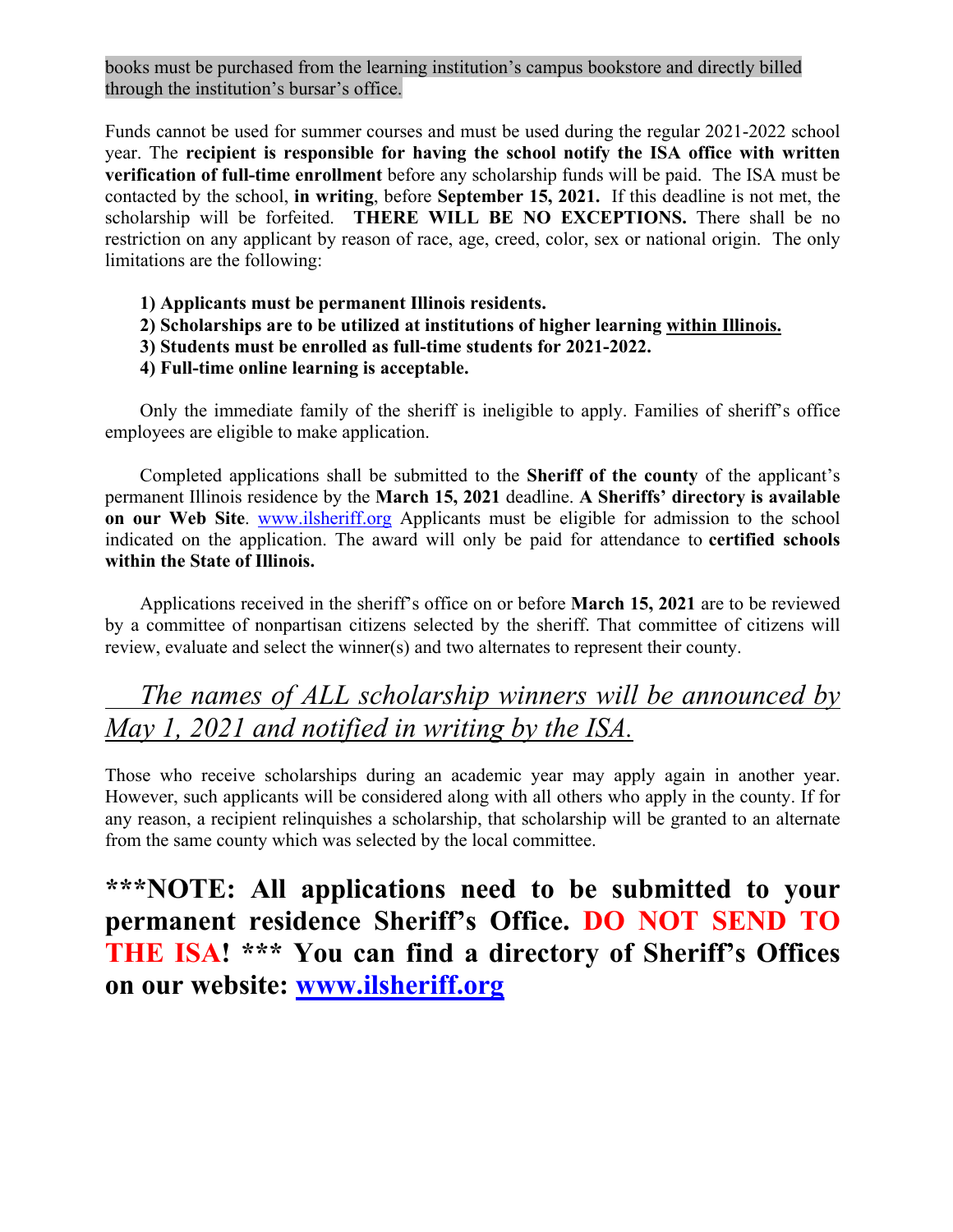books must be purchased from the learning institution's campus bookstore and directly billed through the institution's bursar's office.

Funds cannot be used for summer courses and must be used during the regular 2021-2022 school year. The **recipient is responsible for having the school notify the ISA office with written verification of full-time enrollment** before any scholarship funds will be paid. The ISA must be contacted by the school, **in writing**, before **September 15, 2021.** If this deadline is not met, the scholarship will be forfeited. **THERE WILL BE NO EXCEPTIONS.** There shall be no restriction on any applicant by reason of race, age, creed, color, sex or national origin. The only limitations are the following:

**1) Applicants must be permanent Illinois residents.**
**2) Scholarships are to be utilized at institutions of higher learning within Illinois.**
**3) Students must be enrolled as full-time students for 2021-2022.**
**4) Full-time online learning is acceptable.**

Only the immediate family of the sheriff is ineligible to apply. Families of sheriff's office employees are eligible to make application.

Completed applications shall be submitted to the **Sheriff of the county** of the applicant's permanent Illinois residence by the **March 15, 2021** deadline. **A Sheriffs' directory is available on our Web Site**. www.ilsheriff.org Applicants must be eligible for admission to the school indicated on the application. The award will only be paid for attendance to **certified schools within the State of Illinois.**

Applications received in the sheriff's office on or before **March 15, 2021** are to be reviewed by a committee of nonpartisan citizens selected by the sheriff. That committee of citizens will review, evaluate and select the winner(s) and two alternates to represent their county.

*The names of ALL scholarship winners will be announced by May 1, 2021 and notified in writing by the ISA.*

Those who receive scholarships during an academic year may apply again in another year. However, such applicants will be considered along with all others who apply in the county. If for any reason, a recipient relinquishes a scholarship, that scholarship will be granted to an alternate from the same county which was selected by the local committee.

**\*\*\*NOTE: All applications need to be submitted to your permanent residence Sheriff's Office. DO NOT SEND TO THE ISA! \*\*\* You can find a directory of Sheriff's Offices on our website: www.ilsheriff.org**